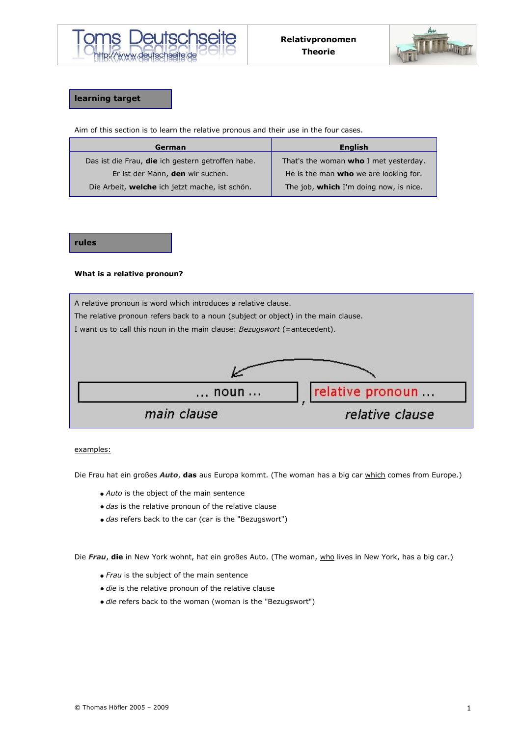**Relativpronomen**
**Theorie**

## learning target

Aim of this section is to learn the relative pronous and their use in the four cases.

| German | English |
|---|---|
| Das ist die Frau, **die** ich gestern getroffen habe. | That's the woman **who** I met yesterday. |
| Er ist der Mann, **den** wir suchen. | He is the man **who** we are looking for. |
| Die Arbeit, **welche** ich jetzt mache, ist schön. | The job, **which** I'm doing now, is nice. |

## rules

**What is a relative pronoun?**

A relative pronoun is word which introduces a relative clause.
The relative pronoun refers back to a noun (subject or object) in the main clause.
I want us to call this noun in the main clause: *Bezugswort* (=antecedent).

... noun ... , relative pronoun ...

main clause — relative clause

examples:

Die Frau hat ein großes ***Auto***, **das** aus Europa kommt. (The woman has a big car which comes from Europe.)

- *Auto* is the object of the main sentence
- *das* is the relative pronoun of the relative clause
- *das* refers back to the car (car is the "Bezugswort")

Die ***Frau***, **die** in New York wohnt, hat ein großes Auto. (The woman, who lives in New York, has a big car.)

- *Frau* is the subject of the main sentence
- *die* is the relative pronoun of the relative clause
- *die* refers back to the woman (woman is the "Bezugswort")

© Thomas Höfler 2005 – 2009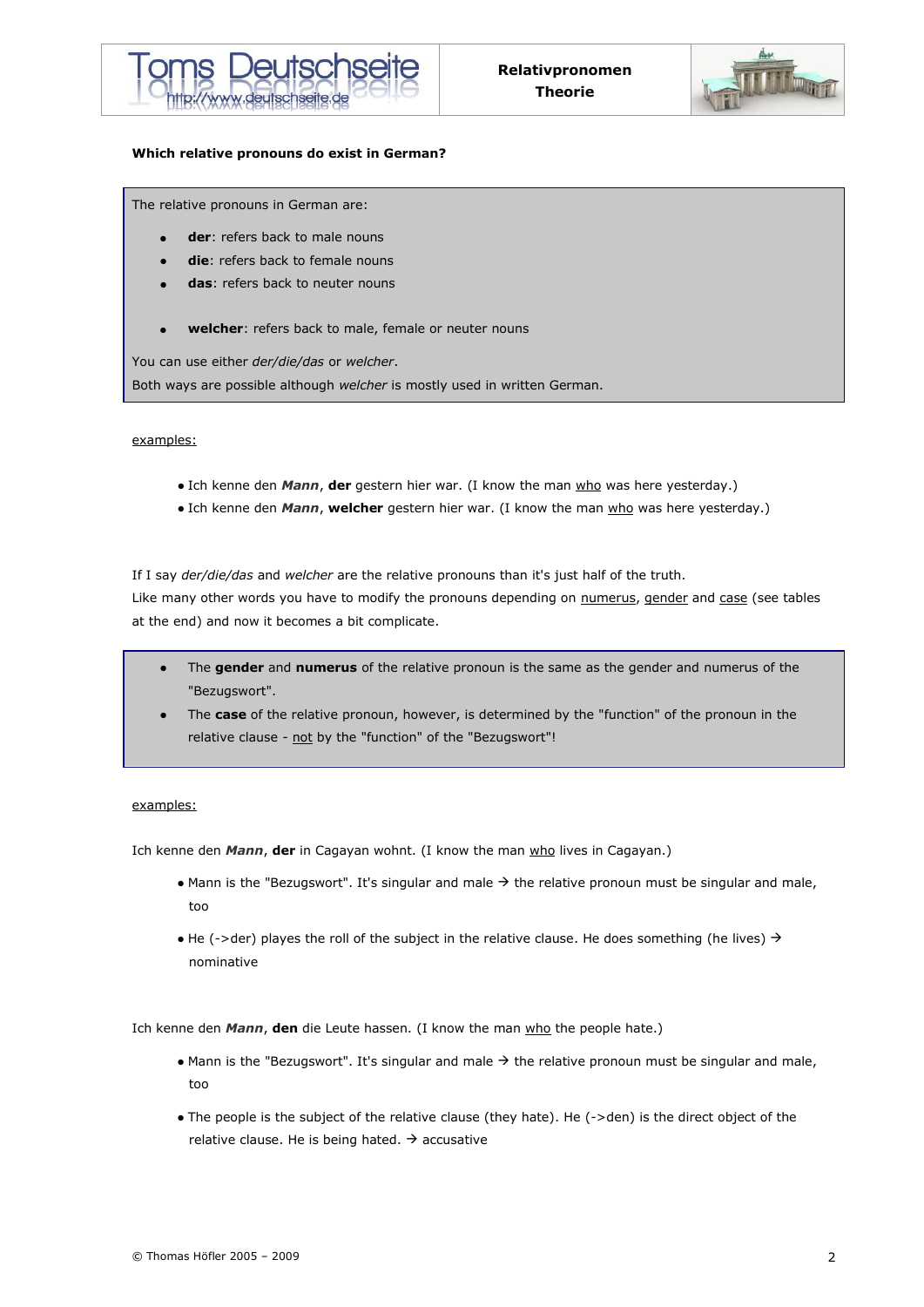**Which relative pronouns do exist in German?**

The relative pronouns in German are:

- **der**: refers back to male nouns
- **die**: refers back to female nouns
- **das**: refers back to neuter nouns

- **welcher**: refers back to male, female or neuter nouns

You can use either *der/die/das* or *welcher*.
Both ways are possible although *welcher* is mostly used in written German.

examples:

- Ich kenne den ***Mann***, **der** gestern hier war. (I know the man who was here yesterday.)
- Ich kenne den ***Mann***, **welcher** gestern hier war. (I know the man who was here yesterday.)

If I say *der/die/das* and *welcher* are the relative pronouns than it's just half of the truth.
Like many other words you have to modify the pronouns depending on numerus, gender and case (see tables at the end) and now it becomes a bit complicate.

- The **gender** and **numerus** of the relative pronoun is the same as the gender and numerus of the "Bezugswort".
- The **case** of the relative pronoun, however, is determined by the "function" of the pronoun in the relative clause - not by the "function" of the "Bezugswort"!

examples:

Ich kenne den ***Mann***, **der** in Cagayan wohnt. (I know the man who lives in Cagayan.)

- Mann is the "Bezugswort". It's singular and male → the relative pronoun must be singular and male, too
- He (->der) playes the roll of the subject in the relative clause. He does something (he lives) → nominative

Ich kenne den ***Mann***, **den** die Leute hassen. (I know the man who the people hate.)

- Mann is the "Bezugswort". It's singular and male → the relative pronoun must be singular and male, too
- The people is the subject of the relative clause (they hate). He (->den) is the direct object of the relative clause. He is being hated. → accusative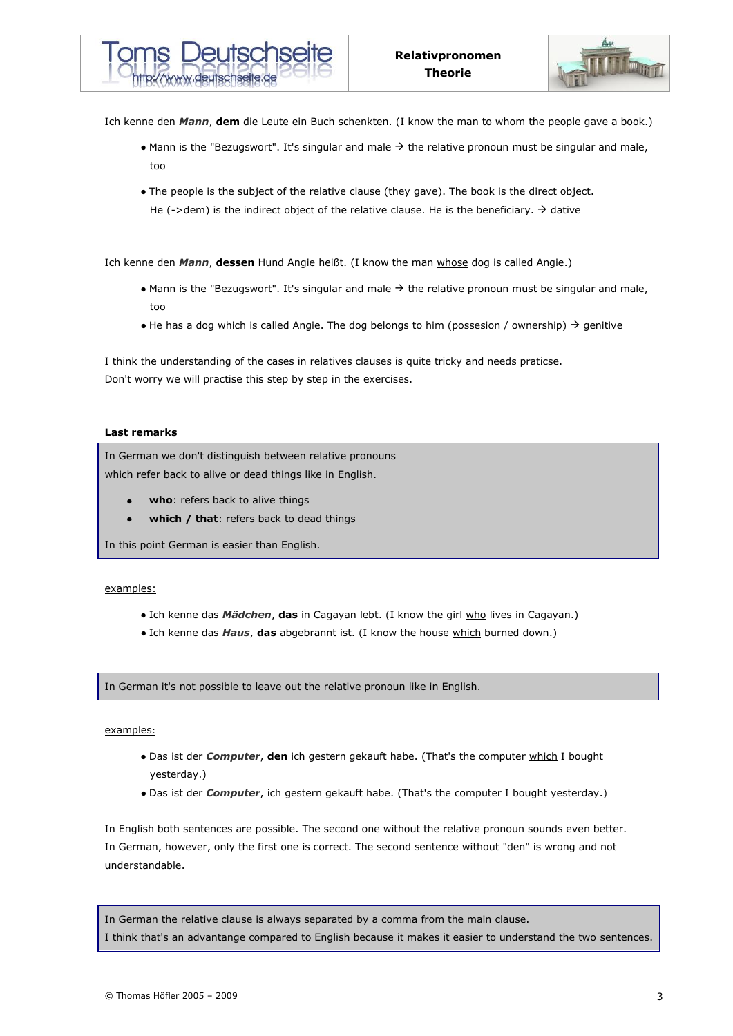Ich kenne den ***Mann***, **dem** die Leute ein Buch schenkten. (I know the man to whom the people gave a book.)

- Mann is the "Bezugswort". It's singular and male → the relative pronoun must be singular and male, too
- The people is the subject of the relative clause (they gave). The book is the direct object. He (->dem) is the indirect object of the relative clause. He is the beneficiary. → dative

Ich kenne den ***Mann***, **dessen** Hund Angie heißt. (I know the man whose dog is called Angie.)

- Mann is the "Bezugswort". It's singular and male → the relative pronoun must be singular and male, too
- He has a dog which is called Angie. The dog belongs to him (possesion / ownership) → genitive

I think the understanding of the cases in relatives clauses is quite tricky and needs praticse.
Don't worry we will practise this step by step in the exercises.

**Last remarks**

In German we don't distinguish between relative pronouns which refer back to alive or dead things like in English.

- **who**: refers back to alive things
- **which / that**: refers back to dead things

In this point German is easier than English.

examples:

- Ich kenne das ***Mädchen***, **das** in Cagayan lebt. (I know the girl who lives in Cagayan.)
- Ich kenne das ***Haus***, **das** abgebrannt ist. (I know the house which burned down.)

In German it's not possible to leave out the relative pronoun like in English.

examples:

- Das ist der ***Computer***, **den** ich gestern gekauft habe. (That's the computer which I bought yesterday.)
- Das ist der ***Computer***, ich gestern gekauft habe. (That's the computer I bought yesterday.)

In English both sentences are possible. The second one without the relative pronoun sounds even better. In German, however, only the first one is correct. The second sentence without "den" is wrong and not understandable.

In German the relative clause is always separated by a comma from the main clause.
I think that's an advantange compared to English because it makes it easier to understand the two sentences.

© Thomas Höfler 2005 – 2009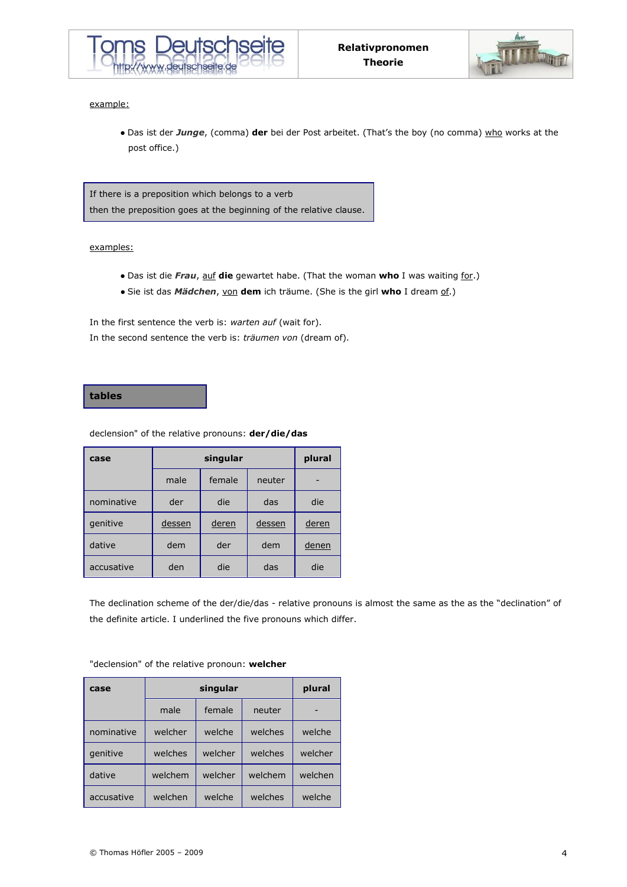example:

- Das ist der ***Junge***, (comma) **der** bei der Post arbeitet. (That's the boy (no comma) <u>who</u> works at the post office.)

> If there is a preposition which belongs to a verb
> then the preposition goes at the beginning of the relative clause.

examples:

- Das ist die ***Frau***, <u>auf</u> **die** gewartet habe. (That the woman **who** I was waiting <u>for</u>.)
- Sie ist das ***Mädchen***, <u>von</u> **dem** ich träume. (She is the girl **who** I dream <u>of</u>.)

In the first sentence the verb is: *warten auf* (wait for).
In the second sentence the verb is: *träumen von* (dream of).

## tables

declension" of the relative pronouns: **der/die/das**

| case | singular | | | plural |
|---|---|---|---|---|
| | male | female | neuter | - |
| nominative | der | die | das | die |
| genitive | <u>dessen</u> | <u>deren</u> | <u>dessen</u> | <u>deren</u> |
| dative | dem | der | dem | <u>denen</u> |
| accusative | den | die | das | die |

The declination scheme of the der/die/das - relative pronouns is almost the same as the as the "declination" of the definite article. I underlined the five pronouns which differ.

"declension" of the relative pronoun: **welcher**

| case | singular | | | plural |
|---|---|---|---|---|
| | male | female | neuter | - |
| nominative | welcher | welche | welches | welche |
| genitive | welches | welcher | welches | welcher |
| dative | welchem | welcher | welchem | welchen |
| accusative | welchen | welche | welches | welche |

© Thomas Höfler 2005 – 2009